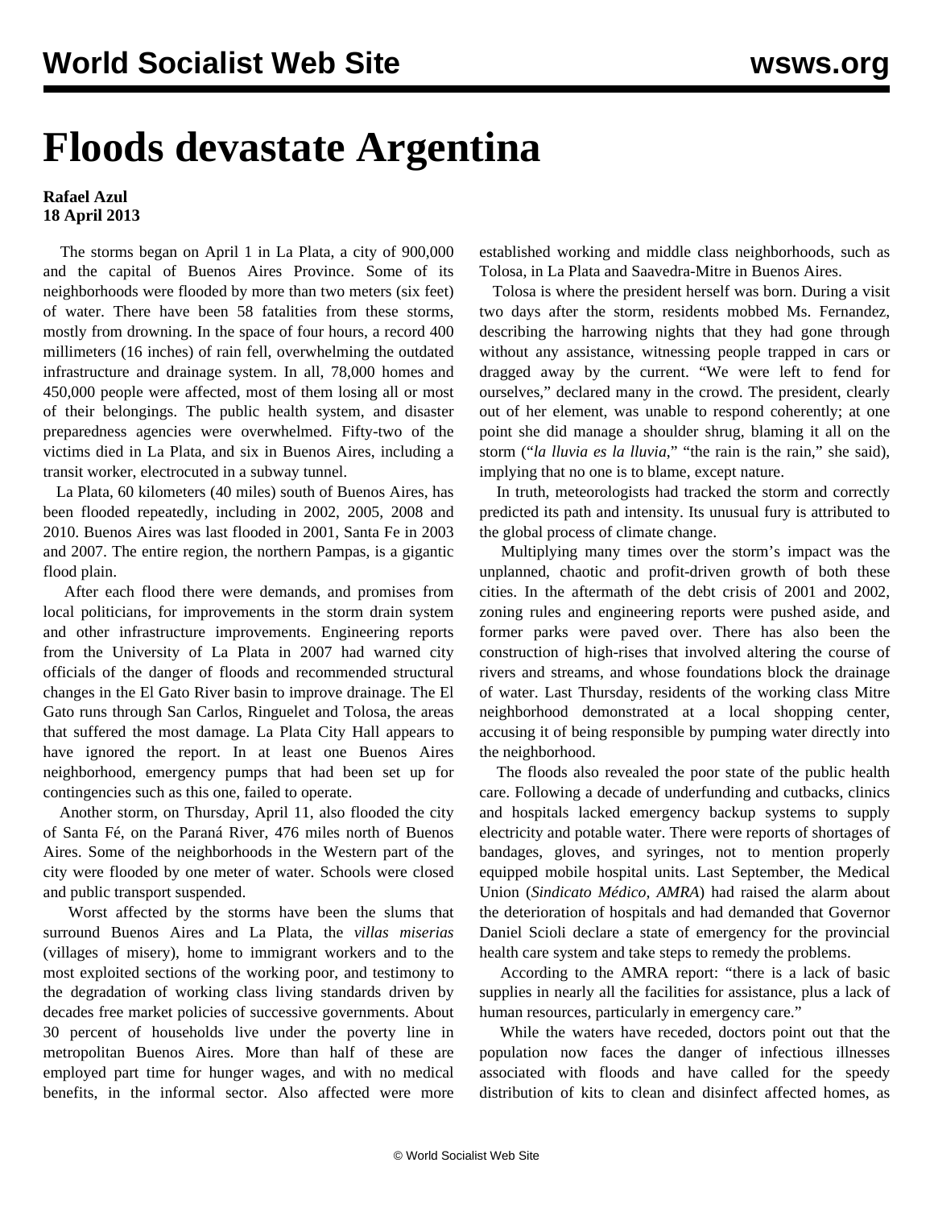# Floods devastate Argentina

**Rafael Azul**
**18 April 2013**

The storms began on April 1 in La Plata, a city of 900,000 and the capital of Buenos Aires Province. Some of its neighborhoods were flooded by more than two meters (six feet) of water. There have been 58 fatalities from these storms, mostly from drowning. In the space of four hours, a record 400 millimeters (16 inches) of rain fell, overwhelming the outdated infrastructure and drainage system. In all, 78,000 homes and 450,000 people were affected, most of them losing all or most of their belongings. The public health system, and disaster preparedness agencies were overwhelmed. Fifty-two of the victims died in La Plata, and six in Buenos Aires, including a transit worker, electrocuted in a subway tunnel.

La Plata, 60 kilometers (40 miles) south of Buenos Aires, has been flooded repeatedly, including in 2002, 2005, 2008 and 2010. Buenos Aires was last flooded in 2001, Santa Fe in 2003 and 2007. The entire region, the northern Pampas, is a gigantic flood plain.

After each flood there were demands, and promises from local politicians, for improvements in the storm drain system and other infrastructure improvements. Engineering reports from the University of La Plata in 2007 had warned city officials of the danger of floods and recommended structural changes in the El Gato River basin to improve drainage. The El Gato runs through San Carlos, Ringuelet and Tolosa, the areas that suffered the most damage. La Plata City Hall appears to have ignored the report. In at least one Buenos Aires neighborhood, emergency pumps that had been set up for contingencies such as this one, failed to operate.

Another storm, on Thursday, April 11, also flooded the city of Santa Fé, on the Paraná River, 476 miles north of Buenos Aires. Some of the neighborhoods in the Western part of the city were flooded by one meter of water. Schools were closed and public transport suspended.

Worst affected by the storms have been the slums that surround Buenos Aires and La Plata, the *villas miserias* (villages of misery), home to immigrant workers and to the most exploited sections of the working poor, and testimony to the degradation of working class living standards driven by decades free market policies of successive governments. About 30 percent of households live under the poverty line in metropolitan Buenos Aires. More than half of these are employed part time for hunger wages, and with no medical benefits, in the informal sector. Also affected were more established working and middle class neighborhoods, such as Tolosa, in La Plata and Saavedra-Mitre in Buenos Aires.

Tolosa is where the president herself was born. During a visit two days after the storm, residents mobbed Ms. Fernandez, describing the harrowing nights that they had gone through without any assistance, witnessing people trapped in cars or dragged away by the current. "We were left to fend for ourselves," declared many in the crowd. The president, clearly out of her element, was unable to respond coherently; at one point she did manage a shoulder shrug, blaming it all on the storm ("*la lluvia es la lluvia*," "the rain is the rain," she said), implying that no one is to blame, except nature.

In truth, meteorologists had tracked the storm and correctly predicted its path and intensity. Its unusual fury is attributed to the global process of climate change.

Multiplying many times over the storm's impact was the unplanned, chaotic and profit-driven growth of both these cities. In the aftermath of the debt crisis of 2001 and 2002, zoning rules and engineering reports were pushed aside, and former parks were paved over. There has also been the construction of high-rises that involved altering the course of rivers and streams, and whose foundations block the drainage of water. Last Thursday, residents of the working class Mitre neighborhood demonstrated at a local shopping center, accusing it of being responsible by pumping water directly into the neighborhood.

The floods also revealed the poor state of the public health care. Following a decade of underfunding and cutbacks, clinics and hospitals lacked emergency backup systems to supply electricity and potable water. There were reports of shortages of bandages, gloves, and syringes, not to mention properly equipped mobile hospital units. Last September, the Medical Union (*Sindicato Médico, AMRA*) had raised the alarm about the deterioration of hospitals and had demanded that Governor Daniel Scioli declare a state of emergency for the provincial health care system and take steps to remedy the problems.

According to the AMRA report: "there is a lack of basic supplies in nearly all the facilities for assistance, plus a lack of human resources, particularly in emergency care."

While the waters have receded, doctors point out that the population now faces the danger of infectious illnesses associated with floods and have called for the speedy distribution of kits to clean and disinfect affected homes, as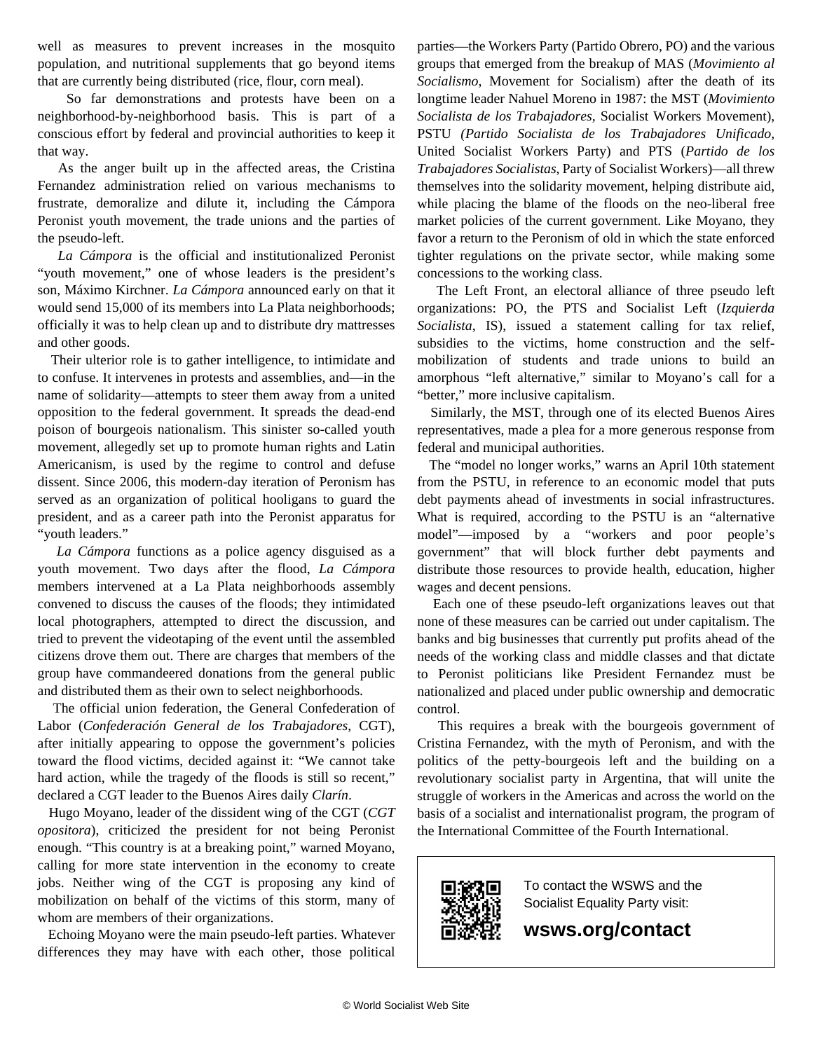well as measures to prevent increases in the mosquito population, and nutritional supplements that go beyond items that are currently being distributed (rice, flour, corn meal).

So far demonstrations and protests have been on a neighborhood-by-neighborhood basis. This is part of a conscious effort by federal and provincial authorities to keep it that way.

As the anger built up in the affected areas, the Cristina Fernandez administration relied on various mechanisms to frustrate, demoralize and dilute it, including the Cámpora Peronist youth movement, the trade unions and the parties of the pseudo-left.

*La Cámpora* is the official and institutionalized Peronist "youth movement," one of whose leaders is the president's son, Máximo Kirchner. *La Cámpora* announced early on that it would send 15,000 of its members into La Plata neighborhoods; officially it was to help clean up and to distribute dry mattresses and other goods.

Their ulterior role is to gather intelligence, to intimidate and to confuse. It intervenes in protests and assemblies, and—in the name of solidarity—attempts to steer them away from a united opposition to the federal government. It spreads the dead-end poison of bourgeois nationalism. This sinister so-called youth movement, allegedly set up to promote human rights and Latin Americanism, is used by the regime to control and defuse dissent. Since 2006, this modern-day iteration of Peronism has served as an organization of political hooligans to guard the president, and as a career path into the Peronist apparatus for "youth leaders."

*La Cámpora* functions as a police agency disguised as a youth movement. Two days after the flood, *La Cámpora* members intervened at a La Plata neighborhoods assembly convened to discuss the causes of the floods; they intimidated local photographers, attempted to direct the discussion, and tried to prevent the videotaping of the event until the assembled citizens drove them out. There are charges that members of the group have commandeered donations from the general public and distributed them as their own to select neighborhoods.

The official union federation, the General Confederation of Labor (*Confederación General de los Trabajadores*, CGT), after initially appearing to oppose the government's policies toward the flood victims, decided against it: "We cannot take hard action, while the tragedy of the floods is still so recent," declared a CGT leader to the Buenos Aires daily *Clarín*.

Hugo Moyano, leader of the dissident wing of the CGT (*CGT opositora*), criticized the president for not being Peronist enough. "This country is at a breaking point," warned Moyano, calling for more state intervention in the economy to create jobs. Neither wing of the CGT is proposing any kind of mobilization on behalf of the victims of this storm, many of whom are members of their organizations.

Echoing Moyano were the main pseudo-left parties. Whatever differences they may have with each other, those political parties—the Workers Party (Partido Obrero, PO) and the various groups that emerged from the breakup of MAS (*Movimiento al Socialismo*, Movement for Socialism) after the death of its longtime leader Nahuel Moreno in 1987: the MST (*Movimiento Socialista de los Trabajadores,* Socialist Workers Movement), PSTU *(Partido Socialista de los Trabajadores Unificado,* United Socialist Workers Party) and PTS (*Partido de los Trabajadores Socialistas*, Party of Socialist Workers)—all threw themselves into the solidarity movement, helping distribute aid, while placing the blame of the floods on the neo-liberal free market policies of the current government. Like Moyano, they favor a return to the Peronism of old in which the state enforced tighter regulations on the private sector, while making some concessions to the working class.

The Left Front, an electoral alliance of three pseudo left organizations: PO, the PTS and Socialist Left (*Izquierda Socialista*, IS), issued a statement calling for tax relief, subsidies to the victims, home construction and the self-mobilization of students and trade unions to build an amorphous "left alternative," similar to Moyano's call for a "better," more inclusive capitalism.

Similarly, the MST, through one of its elected Buenos Aires representatives, made a plea for a more generous response from federal and municipal authorities.

The "model no longer works," warns an April 10th statement from the PSTU, in reference to an economic model that puts debt payments ahead of investments in social infrastructures. What is required, according to the PSTU is an "alternative model"—imposed by a "workers and poor people's government" that will block further debt payments and distribute those resources to provide health, education, higher wages and decent pensions.

Each one of these pseudo-left organizations leaves out that none of these measures can be carried out under capitalism. The banks and big businesses that currently put profits ahead of the needs of the working class and middle classes and that dictate to Peronist politicians like President Fernandez must be nationalized and placed under public ownership and democratic control.

This requires a break with the bourgeois government of Cristina Fernandez, with the myth of Peronism, and with the politics of the petty-bourgeois left and the building on a revolutionary socialist party in Argentina, that will unite the struggle of workers in the Americas and across the world on the basis of a socialist and internationalist program, the program of the International Committee of the Fourth International.

To contact the WSWS and the Socialist Equality Party visit:

**wsws.org/contact**